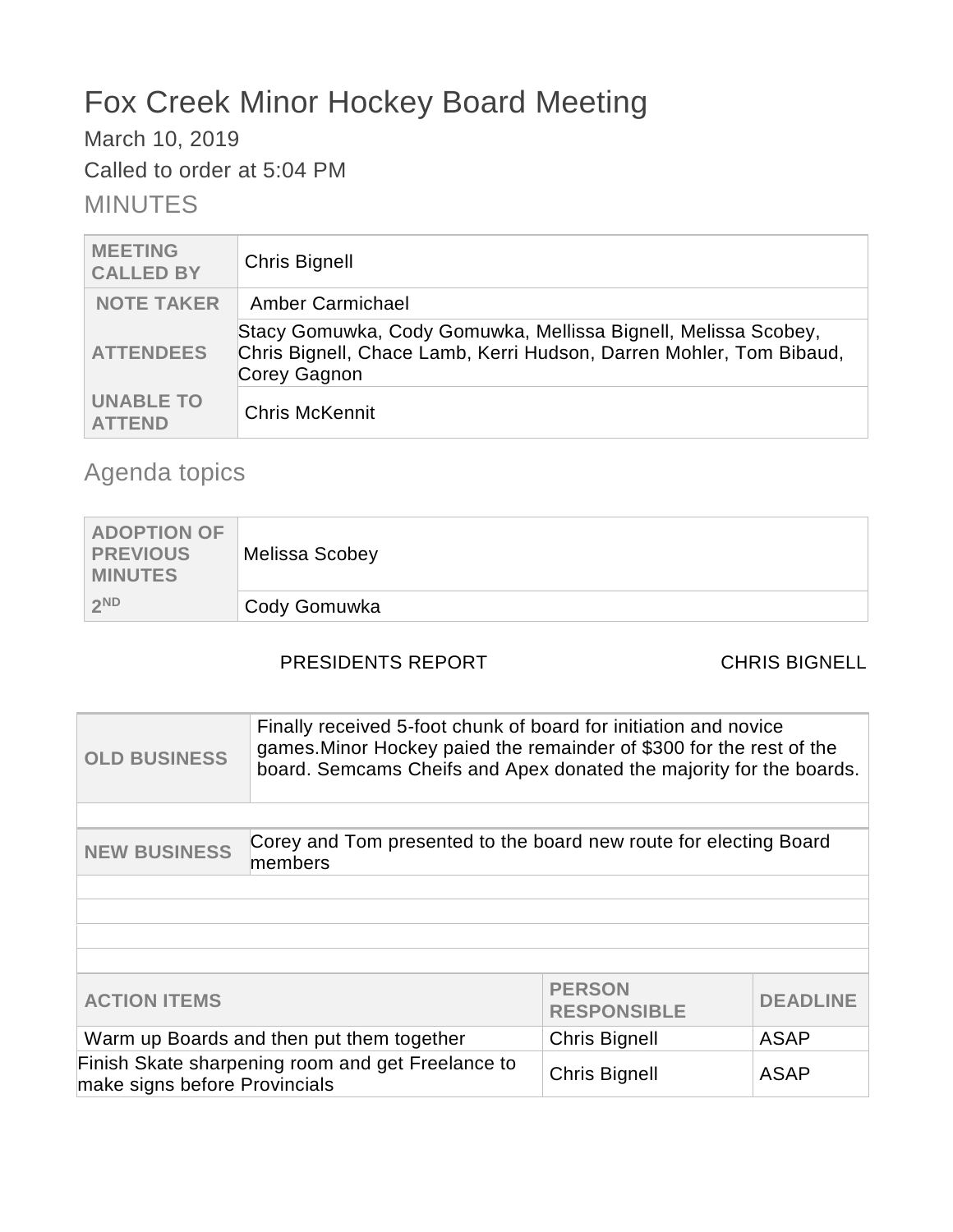# Fox Creek Minor Hockey Board Meeting

March 10, 2019

Called to order at 5:04 PM

## MINUTES

| | |
|---|---|
| **MEETING CALLED BY** | Chris Bignell |
| **NOTE TAKER** | Amber Carmichael |
| **ATTENDEES** | Stacy Gomuwka, Cody Gomuwka, Mellissa Bignell, Melissa Scobey, Chris Bignell, Chace Lamb, Kerri Hudson, Darren Mohler, Tom Bibaud, Corey Gagnon |
| **UNABLE TO ATTEND** | Chris McKennit |

## Agenda topics

| | |
|---|---|
| **ADOPTION OF PREVIOUS MINUTES** | Melissa Scobey |
| **2ND** | Cody Gomuwka |

PRESIDENTS REPORT — CHRIS BIGNELL

| | |
|---|---|
| **OLD BUSINESS** | Finally received 5-foot chunk of board for initiation and novice games.Minor Hockey paied the remainder of $300 for the rest of the board. Semcams Cheifs and Apex donated the majority for the boards. |
| | |
| **NEW BUSINESS** | Corey and Tom presented to the board new route for electing Board members |
| | |
| | |
| | |
| | |

| ACTION ITEMS | PERSON RESPONSIBLE | DEADLINE |
|---|---|---|
| Warm up Boards and then put them together | Chris Bignell | ASAP |
| Finish Skate sharpening room and get Freelance to make signs before Provincials | Chris Bignell | ASAP |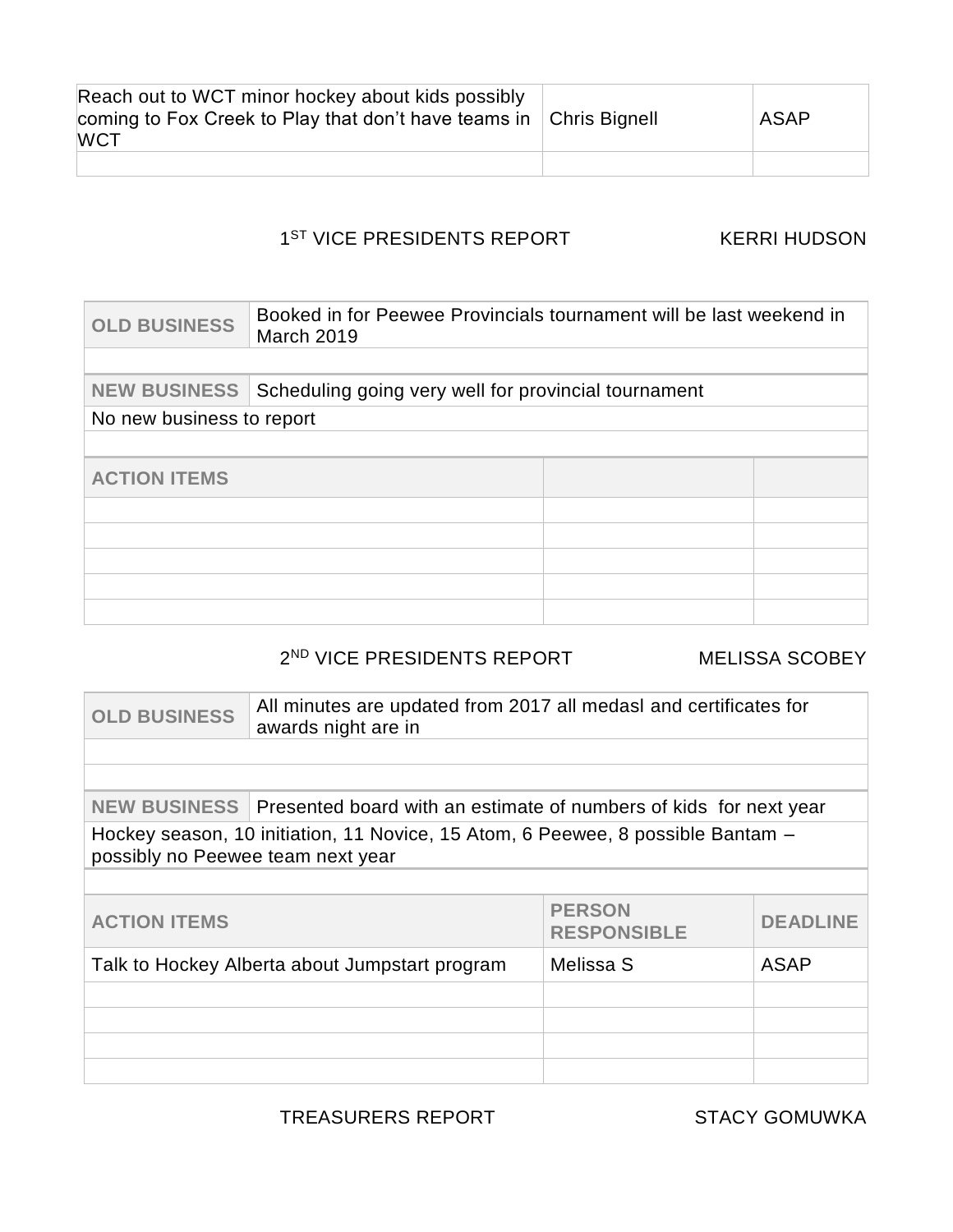| Reach out to WCT minor hockey about kids possibly coming to Fox Creek to Play that don't have teams in WCT | Chris Bignell | ASAP |
| --- | --- | --- |
| | | |

### 1ST VICE PRESIDENTS REPORT — KERRI HUDSON

| OLD BUSINESS | Booked in for Peewee Provincials tournament will be last weekend in March 2019 |
| --- | --- |
| | |

| NEW BUSINESS | Scheduling going very well for provincial tournament |
| --- | --- |
| No new business to report | |
| | |

| ACTION ITEMS | | |
| --- | --- | --- |
| | | |
| | | |
| | | |
| | | |
| | | |

### 2ND VICE PRESIDENTS REPORT — MELISSA SCOBEY

| OLD BUSINESS | All minutes are updated from 2017 all medasl and certificates for awards night are in |
| --- | --- |
| | |
| | |

| NEW BUSINESS | Presented board with an estimate of numbers of kids for next year |
| --- | --- |
| Hockey season, 10 initiation, 11 Novice, 15 Atom, 6 Peewee, 8 possible Bantam – possibly no Peewee team next year | |
| | |

| ACTION ITEMS | PERSON RESPONSIBLE | DEADLINE |
| --- | --- | --- |
| Talk to Hockey Alberta about Jumpstart program | Melissa S | ASAP |
| | | |
| | | |
| | | |
| | | |

### TREASURERS REPORT — STACY GOMUWKA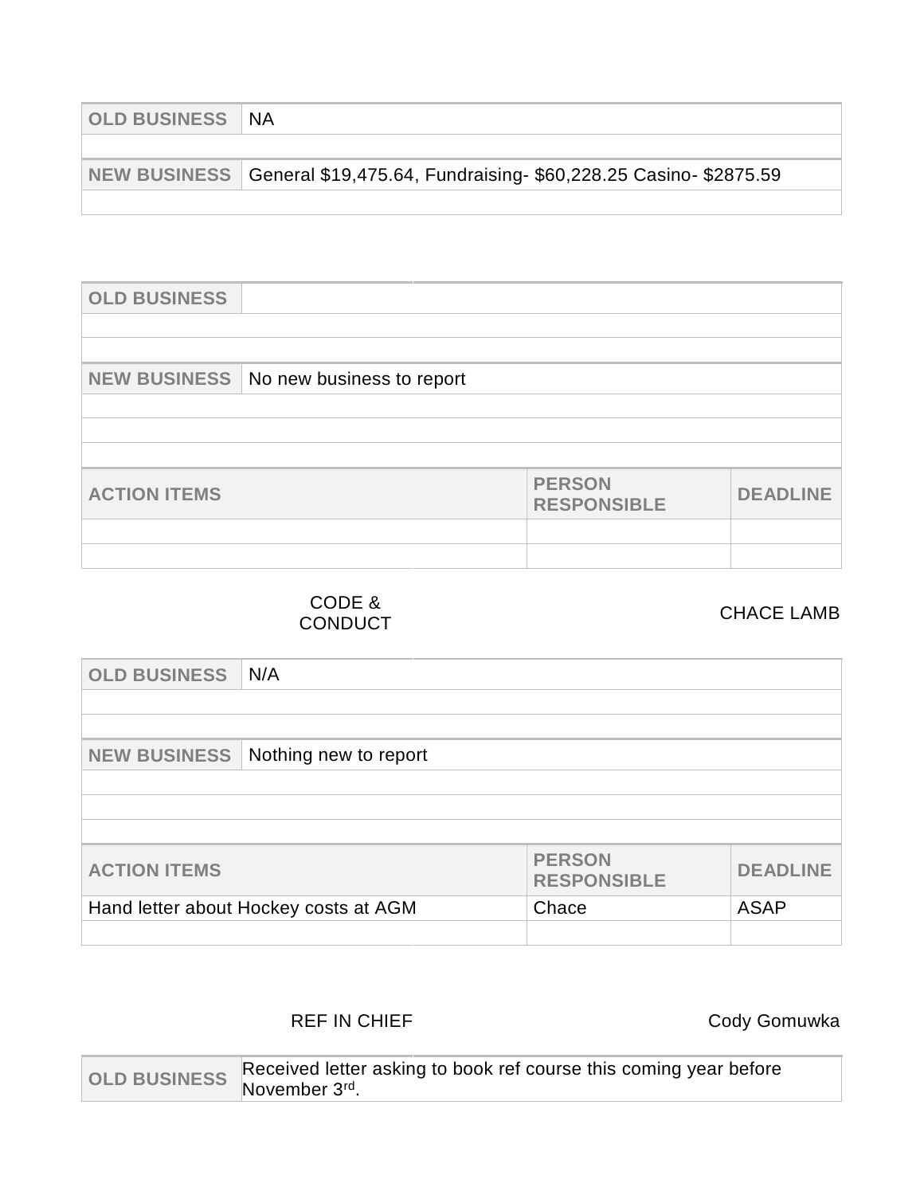| OLD BUSINESS | NA |
|---|---|
| | |
| **NEW BUSINESS** | General $19,475.64, Fundraising- $60,228.25 Casino- $2875.59 |
| | |

| OLD BUSINESS | |
|---|---|
| | |
| | |
| **NEW BUSINESS** | No new business to report |
| | |
| | |
| | |

| ACTION ITEMS | PERSON RESPONSIBLE | DEADLINE |
|---|---|---|
| | | |
| | | |

## CODE & CONDUCT — CHACE LAMB

| OLD BUSINESS | N/A |
|---|---|
| | |
| | |
| **NEW BUSINESS** | Nothing new to report |
| | |
| | |
| | |

| ACTION ITEMS | PERSON RESPONSIBLE | DEADLINE |
|---|---|---|
| Hand letter about Hockey costs at AGM | Chace | ASAP |
| | | |

## REF IN CHIEF — Cody Gomuwka

| OLD BUSINESS | Received letter asking to book ref course this coming year before November 3rd. |
|---|---|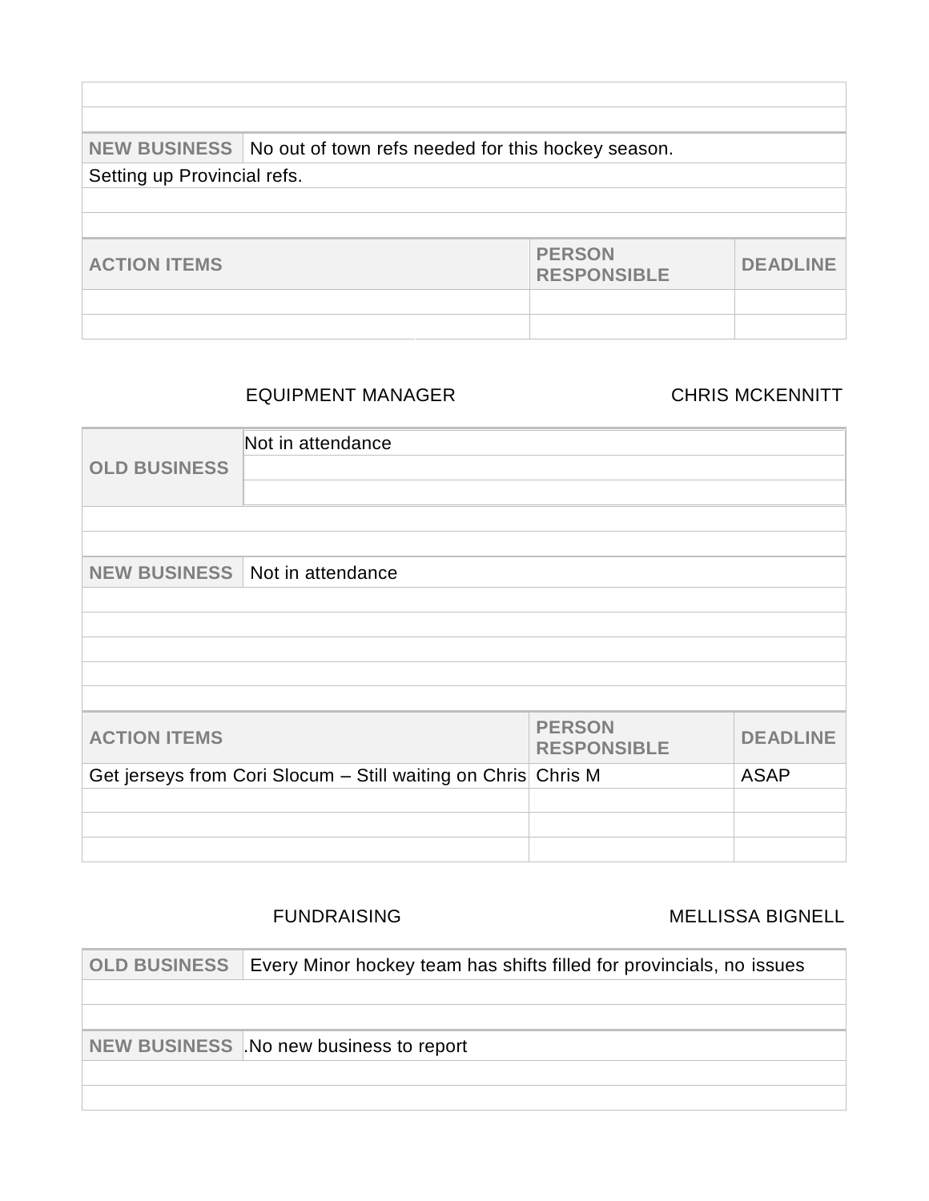| | |
|---|---|
| | |
| | |
| **NEW BUSINESS** | No out of town refs needed for this hockey season. |
| Setting up Provincial refs. | |
| | |
| | |

| ACTION ITEMS | PERSON RESPONSIBLE | DEADLINE |
|---|---|---|
| | | |
| | | |

EQUIPMENT MANAGER — CHRIS MCKENNITT

| | |
|---|---|
| **OLD BUSINESS** | Not in attendance |
| | |
| | |
| | |
| | |
| **NEW BUSINESS** | Not in attendance |
| | |
| | |
| | |
| | |
| | |

| ACTION ITEMS | PERSON RESPONSIBLE | DEADLINE |
|---|---|---|
| Get jerseys from Cori Slocum – Still waiting on Chris | Chris M | ASAP |
| | | |
| | | |
| | | |

FUNDRAISING — MELLISSA BIGNELL

| | |
|---|---|
| **OLD BUSINESS** | Every Minor hockey team has shifts filled for provincials, no issues |
| | |
| | |
| **NEW BUSINESS** | .No new business to report |
| | |
| | |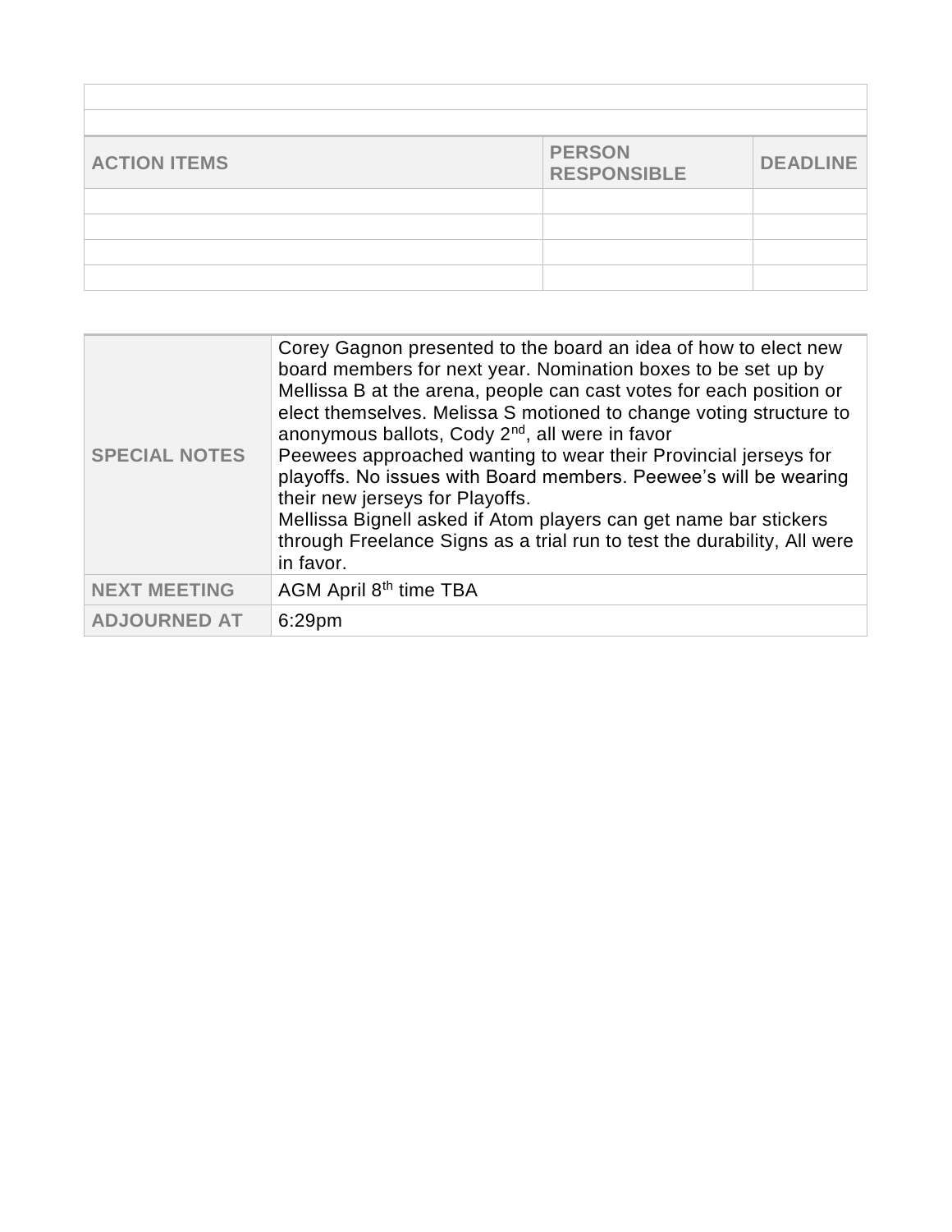| | | |
|---|---|---|
| | | |
| | | |
| **ACTION ITEMS** | **PERSON RESPONSIBLE** | **DEADLINE** |
| | | |
| | | |
| | | |
| | | |

| | |
|---|---|
| **SPECIAL NOTES** | Corey Gagnon presented to the board an idea of how to elect new board members for next year. Nomination boxes to be set up by Mellissa B at the arena, people can cast votes for each position or elect themselves. Melissa S motioned to change voting structure to anonymous ballots, Cody 2nd, all were in favor<br>Peewees approached wanting to wear their Provincial jerseys for playoffs. No issues with Board members. Peewee's will be wearing their new jerseys for Playoffs.<br>Mellissa Bignell asked if Atom players can get name bar stickers through Freelance Signs as a trial run to test the durability, All were in favor. |
| **NEXT MEETING** | AGM April 8th time TBA |
| **ADJOURNED AT** | 6:29pm |